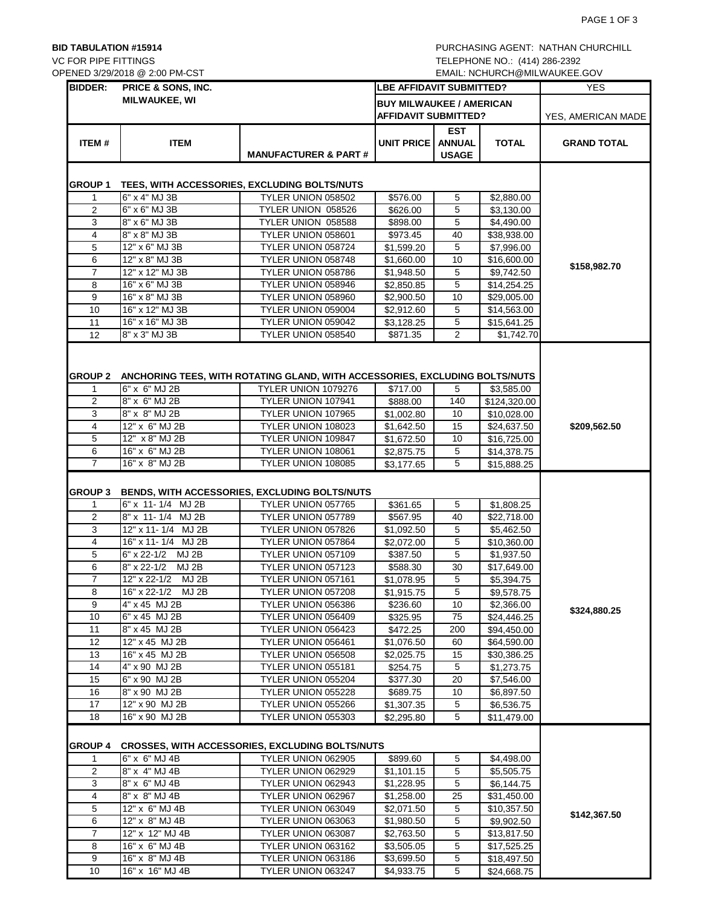**BID TABULATION #15914**
VC FOR PIPE FITTINGS
OPENED 3/29/2018 @ 2:00 PM-CST

PURCHASING AGENT: NATHAN CHURCHILL
TELEPHONE NO.: (414) 286-2392
EMAIL: NCHURCH@MILWAUKEE.GOV

| BIDDER: | PRICE & SONS, INC. MILWAUKEE, WI | | LBE AFFIDAVIT SUBMITTED? | | | YES |
|---|---|---|---|---|---|---|
| | | | BUY MILWAUKEE / AMERICAN AFFIDAVIT SUBMITTED? | | | YES, AMERICAN MADE |
| **ITEM #** | **ITEM** | **MANUFACTURER & PART #** | **UNIT PRICE** | **EST ANNUAL USAGE** | **TOTAL** | **GRAND TOTAL** |
| **GROUP 1** | **TEES, WITH ACCESSORIES, EXCLUDING BOLTS/NUTS** | | | | | |
| 1 | 6" x 4" MJ 3B | TYLER UNION 058502 | $576.00 | 5 | $2,880.00 | |
| 2 | 6" x 6" MJ 3B | TYLER UNION 058526 | $626.00 | 5 | $3,130.00 | |
| 3 | 8" x 6" MJ 3B | TYLER UNION 058588 | $898.00 | 5 | $4,490.00 | |
| 4 | 8" x 8" MJ 3B | TYLER UNION 058601 | $973.45 | 40 | $38,938.00 | |
| 5 | 12" x 6" MJ 3B | TYLER UNION 058724 | $1,599.20 | 5 | $7,996.00 | |
| 6 | 12" x 8" MJ 3B | TYLER UNION 058748 | $1,660.00 | 10 | $16,600.00 | $158,982.70 |
| 7 | 12" x 12" MJ 3B | TYLER UNION 058786 | $1,948.50 | 5 | $9,742.50 | |
| 8 | 16" x 6" MJ 3B | TYLER UNION 058946 | $2,850.85 | 5 | $14,254.25 | |
| 9 | 16" x 8" MJ 3B | TYLER UNION 058960 | $2,900.50 | 10 | $29,005.00 | |
| 10 | 16" x 12" MJ 3B | TYLER UNION 059004 | $2,912.60 | 5 | $14,563.00 | |
| 11 | 16" x 16" MJ 3B | TYLER UNION 059042 | $3,128.25 | 5 | $15,641.25 | |
| 12 | 8" x 3" MJ 3B | TYLER UNION 058540 | $871.35 | 2 | $1,742.70 | |
| **GROUP 2** | **ANCHORING TEES, WITH ROTATING GLAND, WITH ACCESSORIES, EXCLUDING BOLTS/NUTS** | | | | | |
| 1 | 6" x 6" MJ 2B | TYLER UNION 1079276 | $717.00 | 5 | $3,585.00 | |
| 2 | 8" x 6" MJ 2B | TYLER UNION 107941 | $888.00 | 140 | $124,320.00 | |
| 3 | 8" x 8" MJ 2B | TYLER UNION 107965 | $1,002.80 | 10 | $10,028.00 | |
| 4 | 12" x 6" MJ 2B | TYLER UNION 108023 | $1,642.50 | 15 | $24,637.50 | $209,562.50 |
| 5 | 12" x 8" MJ 2B | TYLER UNION 109847 | $1,672.50 | 10 | $16,725.00 | |
| 6 | 16" x 6" MJ 2B | TYLER UNION 108061 | $2,875.75 | 5 | $14,378.75 | |
| 7 | 16" x 8" MJ 2B | TYLER UNION 108085 | $3,177.65 | 5 | $15,888.25 | |
| **GROUP 3** | **BENDS, WITH ACCESSORIES, EXCLUDING BOLTS/NUTS** | | | | | |
| 1 | 6" x 11- 1/4 MJ 2B | TYLER UNION 057765 | $361.65 | 5 | $1,808.25 | |
| 2 | 8" x 11- 1/4 MJ 2B | TYLER UNION 057789 | $567.95 | 40 | $22,718.00 | |
| 3 | 12" x 11- 1/4 MJ 2B | TYLER UNION 057826 | $1,092.50 | 5 | $5,462.50 | |
| 4 | 16" x 11- 1/4 MJ 2B | TYLER UNION 057864 | $2,072.00 | 5 | $10,360.00 | |
| 5 | 6" x 22-1/2 MJ 2B | TYLER UNION 057109 | $387.50 | 5 | $1,937.50 | |
| 6 | 8" x 22-1/2 MJ 2B | TYLER UNION 057123 | $588.30 | 30 | $17,649.00 | |
| 7 | 12" x 22-1/2 MJ 2B | TYLER UNION 057161 | $1,078.95 | 5 | $5,394.75 | |
| 8 | 16" x 22-1/2 MJ 2B | TYLER UNION 057208 | $1,915.75 | 5 | $9,578.75 | |
| 9 | 4" x 45 MJ 2B | TYLER UNION 056386 | $236.60 | 10 | $2,366.00 | $324,880.25 |
| 10 | 6" x 45 MJ 2B | TYLER UNION 056409 | $325.95 | 75 | $24,446.25 | |
| 11 | 8" x 45 MJ 2B | TYLER UNION 056423 | $472.25 | 200 | $94,450.00 | |
| 12 | 12" x 45 MJ 2B | TYLER UNION 056461 | $1,076.50 | 60 | $64,590.00 | |
| 13 | 16" x 45 MJ 2B | TYLER UNION 056508 | $2,025.75 | 15 | $30,386.25 | |
| 14 | 4" x 90 MJ 2B | TYLER UNION 055181 | $254.75 | 5 | $1,273.75 | |
| 15 | 6" x 90 MJ 2B | TYLER UNION 055204 | $377.30 | 20 | $7,546.00 | |
| 16 | 8" x 90 MJ 2B | TYLER UNION 055228 | $689.75 | 10 | $6,897.50 | |
| 17 | 12" x 90 MJ 2B | TYLER UNION 055266 | $1,307.35 | 5 | $6,536.75 | |
| 18 | 16" x 90 MJ 2B | TYLER UNION 055303 | $2,295.80 | 5 | $11,479.00 | |
| **GROUP 4** | **CROSSES, WITH ACCESSORIES, EXCLUDING BOLTS/NUTS** | | | | | |
| 1 | 6" x 6" MJ 4B | TYLER UNION 062905 | $899.60 | 5 | $4,498.00 | |
| 2 | 8" x 4" MJ 4B | TYLER UNION 062929 | $1,101.15 | 5 | $5,505.75 | |
| 3 | 8" x 6" MJ 4B | TYLER UNION 062943 | $1,228.95 | 5 | $6,144.75 | |
| 4 | 8" x 8" MJ 4B | TYLER UNION 062967 | $1,258.00 | 25 | $31,450.00 | |
| 5 | 12" x 6" MJ 4B | TYLER UNION 063049 | $2,071.50 | 5 | $10,357.50 | $142,367.50 |
| 6 | 12" x 8" MJ 4B | TYLER UNION 063063 | $1,980.50 | 5 | $9,902.50 | |
| 7 | 12" x 12" MJ 4B | TYLER UNION 063087 | $2,763.50 | 5 | $13,817.50 | |
| 8 | 16" x 6" MJ 4B | TYLER UNION 063162 | $3,505.05 | 5 | $17,525.25 | |
| 9 | 16" x 8" MJ 4B | TYLER UNION 063186 | $3,699.50 | 5 | $18,497.50 | |
| 10 | 16" x 16" MJ 4B | TYLER UNION 063247 | $4,933.75 | 5 | $24,668.75 | |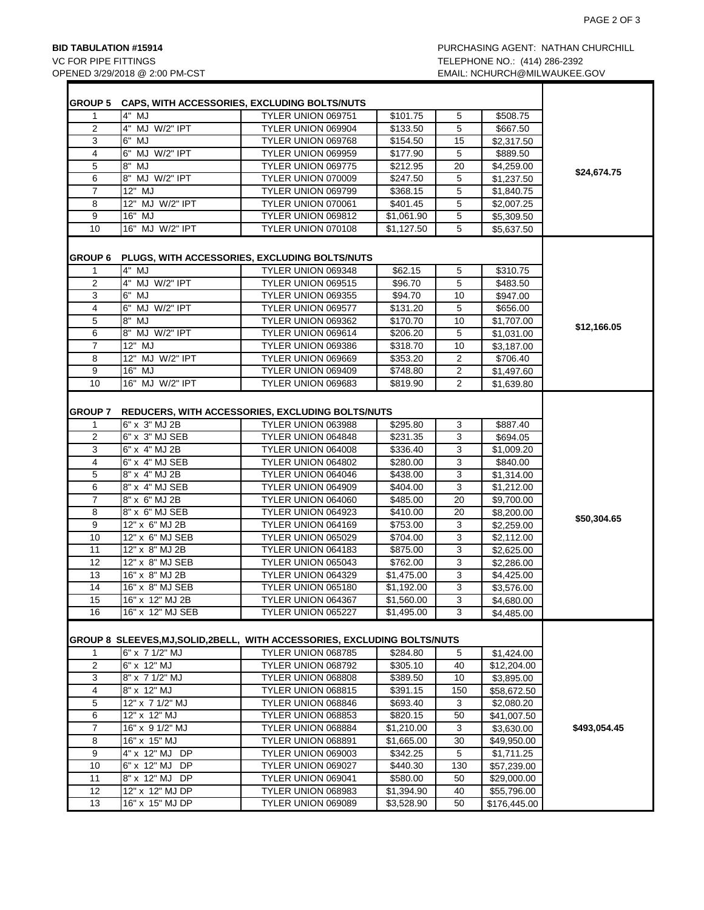**BID TABULATION #15914**
VC FOR PIPE FITTINGS
OPENED 3/29/2018 @ 2:00 PM-CST

PURCHASING AGENT: NATHAN CHURCHILL
TELEPHONE NO.: (414) 286-2392
EMAIL: NCHURCH@MILWAUKEE.GOV

| | | | | | | |
|---|---|---|---|---|---|---|
| **GROUP 5** | **CAPS, WITH ACCESSORIES, EXCLUDING BOLTS/NUTS** | | | | | |
| 1 | 4" MJ | TYLER UNION 069751 | $101.75 | 5 | $508.75 | |
| 2 | 4" MJ W/2" IPT | TYLER UNION 069904 | $133.50 | 5 | $667.50 | |
| 3 | 6" MJ | TYLER UNION 069768 | $154.50 | 15 | $2,317.50 | |
| 4 | 6" MJ W/2" IPT | TYLER UNION 069959 | $177.90 | 5 | $889.50 | |
| 5 | 8" MJ | TYLER UNION 069775 | $212.95 | 20 | $4,259.00 | **$24,674.75** |
| 6 | 8" MJ W/2" IPT | TYLER UNION 070009 | $247.50 | 5 | $1,237.50 | |
| 7 | 12" MJ | TYLER UNION 069799 | $368.15 | 5 | $1,840.75 | |
| 8 | 12" MJ W/2" IPT | TYLER UNION 070061 | $401.45 | 5 | $2,007.25 | |
| 9 | 16" MJ | TYLER UNION 069812 | $1,061.90 | 5 | $5,309.50 | |
| 10 | 16" MJ W/2" IPT | TYLER UNION 070108 | $1,127.50 | 5 | $5,637.50 | |
| **GROUP 6** | **PLUGS, WITH ACCESSORIES, EXCLUDING BOLTS/NUTS** | | | | | |
| 1 | 4" MJ | TYLER UNION 069348 | $62.15 | 5 | $310.75 | |
| 2 | 4" MJ W/2" IPT | TYLER UNION 069515 | $96.70 | 5 | $483.50 | |
| 3 | 6" MJ | TYLER UNION 069355 | $94.70 | 10 | $947.00 | |
| 4 | 6" MJ W/2" IPT | TYLER UNION 069577 | $131.20 | 5 | $656.00 | |
| 5 | 8" MJ | TYLER UNION 069362 | $170.70 | 10 | $1,707.00 | **$12,166.05** |
| 6 | 8" MJ W/2" IPT | TYLER UNION 069614 | $206.20 | 5 | $1,031.00 | |
| 7 | 12" MJ | TYLER UNION 069386 | $318.70 | 10 | $3,187.00 | |
| 8 | 12" MJ W/2" IPT | TYLER UNION 069669 | $353.20 | 2 | $706.40 | |
| 9 | 16" MJ | TYLER UNION 069409 | $748.80 | 2 | $1,497.60 | |
| 10 | 16" MJ W/2" IPT | TYLER UNION 069683 | $819.90 | 2 | $1,639.80 | |
| **GROUP 7** | **REDUCERS, WITH ACCESSORIES, EXCLUDING BOLTS/NUTS** | | | | | |
| 1 | 6" x 3" MJ 2B | TYLER UNION 063988 | $295.80 | 3 | $887.40 | |
| 2 | 6" x 3" MJ SEB | TYLER UNION 064848 | $231.35 | 3 | $694.05 | |
| 3 | 6" x 4" MJ 2B | TYLER UNION 064008 | $336.40 | 3 | $1,009.20 | |
| 4 | 6" x 4" MJ SEB | TYLER UNION 064802 | $280.00 | 3 | $840.00 | |
| 5 | 8" x 4" MJ 2B | TYLER UNION 064046 | $438.00 | 3 | $1,314.00 | |
| 6 | 8" x 4" MJ SEB | TYLER UNION 064909 | $404.00 | 3 | $1,212.00 | |
| 7 | 8" x 6" MJ 2B | TYLER UNION 064060 | $485.00 | 20 | $9,700.00 | |
| 8 | 8" x 6" MJ SEB | TYLER UNION 064923 | $410.00 | 20 | $8,200.00 | **$50,304.65** |
| 9 | 12" x 6" MJ 2B | TYLER UNION 064169 | $753.00 | 3 | $2,259.00 | |
| 10 | 12" x 6" MJ SEB | TYLER UNION 065029 | $704.00 | 3 | $2,112.00 | |
| 11 | 12" x 8" MJ 2B | TYLER UNION 064183 | $875.00 | 3 | $2,625.00 | |
| 12 | 12" x 8" MJ SEB | TYLER UNION 065043 | $762.00 | 3 | $2,286.00 | |
| 13 | 16" x 8" MJ 2B | TYLER UNION 064329 | $1,475.00 | 3 | $4,425.00 | |
| 14 | 16" x 8" MJ SEB | TYLER UNION 065180 | $1,192.00 | 3 | $3,576.00 | |
| 15 | 16" x 12" MJ 2B | TYLER UNION 064367 | $1,560.00 | 3 | $4,680.00 | |
| 16 | 16" x 12" MJ SEB | TYLER UNION 065227 | $1,495.00 | 3 | $4,485.00 | |
| **GROUP 8** | **SLEEVES,MJ,SOLID,2BELL, WITH ACCESSORIES, EXCLUDING BOLTS/NUTS** | | | | | |
| 1 | 6" x 7 1/2" MJ | TYLER UNION 068785 | $284.80 | 5 | $1,424.00 | |
| 2 | 6" x 12" MJ | TYLER UNION 068792 | $305.10 | 40 | $12,204.00 | |
| 3 | 8" x 7 1/2" MJ | TYLER UNION 068808 | $389.50 | 10 | $3,895.00 | |
| 4 | 8" x 12" MJ | TYLER UNION 068815 | $391.15 | 150 | $58,672.50 | |
| 5 | 12" x 7 1/2" MJ | TYLER UNION 068846 | $693.40 | 3 | $2,080.20 | |
| 6 | 12" x 12" MJ | TYLER UNION 068853 | $820.15 | 50 | $41,007.50 | |
| 7 | 16" x 9 1/2" MJ | TYLER UNION 068884 | $1,210.00 | 3 | $3,630.00 | **$493,054.45** |
| 8 | 16" x 15" MJ | TYLER UNION 068891 | $1,665.00 | 30 | $49,950.00 | |
| 9 | 4" x 12" MJ DP | TYLER UNION 069003 | $342.25 | 5 | $1,711.25 | |
| 10 | 6" x 12" MJ DP | TYLER UNION 069027 | $440.30 | 130 | $57,239.00 | |
| 11 | 8" x 12" MJ DP | TYLER UNION 069041 | $580.00 | 50 | $29,000.00 | |
| 12 | 12" x 12" MJ DP | TYLER UNION 068983 | $1,394.90 | 40 | $55,796.00 | |
| 13 | 16" x 15" MJ DP | TYLER UNION 069089 | $3,528.90 | 50 | $176,445.00 | |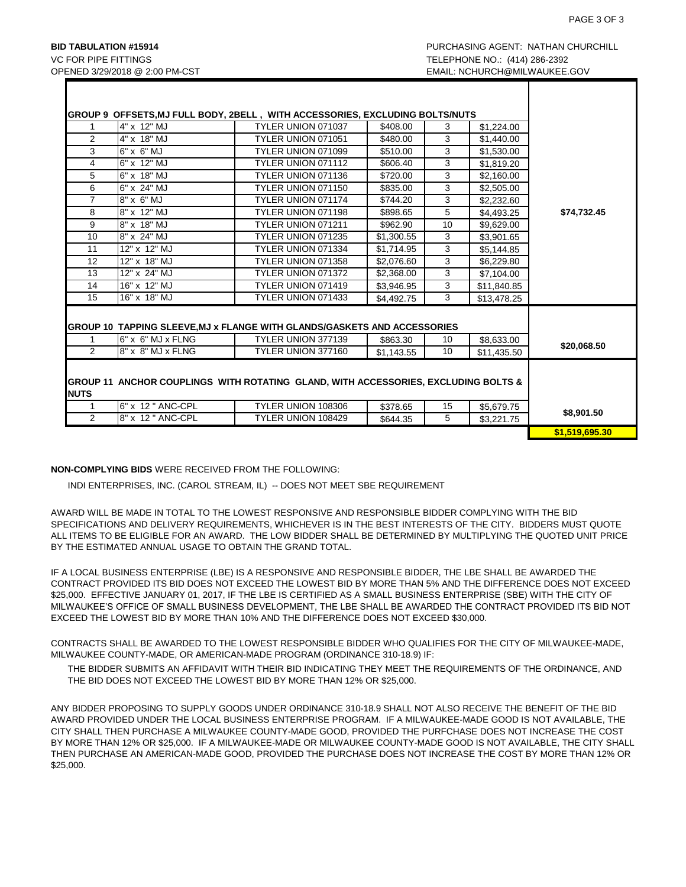**BID TABULATION #15914**
VC FOR PIPE FITTINGS
OPENED 3/29/2018 @ 2:00 PM-CST

PURCHASING AGENT: NATHAN CHURCHILL
TELEPHONE NO.: (414) 286-2392
EMAIL: NCHURCH@MILWAUKEE.GOV

| | | | | | | |
|---|---|---|---|---|---|---|
| **GROUP 9 OFFSETS,MJ FULL BODY, 2BELL , WITH ACCESSORIES, EXCLUDING BOLTS/NUTS** | | | | | | |
| 1 | 4" x 12" MJ | TYLER UNION 071037 | $408.00 | 3 | $1,224.00 | |
| 2 | 4" x 18" MJ | TYLER UNION 071051 | $480.00 | 3 | $1,440.00 | |
| 3 | 6" x 6" MJ | TYLER UNION 071099 | $510.00 | 3 | $1,530.00 | |
| 4 | 6" x 12" MJ | TYLER UNION 071112 | $606.40 | 3 | $1,819.20 | |
| 5 | 6" x 18" MJ | TYLER UNION 071136 | $720.00 | 3 | $2,160.00 | |
| 6 | 6" x 24" MJ | TYLER UNION 071150 | $835.00 | 3 | $2,505.00 | |
| 7 | 8" x 6" MJ | TYLER UNION 071174 | $744.20 | 3 | $2,232.60 | |
| 8 | 8" x 12" MJ | TYLER UNION 071198 | $898.65 | 5 | $4,493.25 | **$74,732.45** |
| 9 | 8" x 18" MJ | TYLER UNION 071211 | $962.90 | 10 | $9,629.00 | |
| 10 | 8" x 24" MJ | TYLER UNION 071235 | $1,300.55 | 3 | $3,901.65 | |
| 11 | 12" x 12" MJ | TYLER UNION 071334 | $1,714.95 | 3 | $5,144.85 | |
| 12 | 12" x 18" MJ | TYLER UNION 071358 | $2,076.60 | 3 | $6,229.80 | |
| 13 | 12" x 24" MJ | TYLER UNION 071372 | $2,368.00 | 3 | $7,104.00 | |
| 14 | 16" x 12" MJ | TYLER UNION 071419 | $3,946.95 | 3 | $11,840.85 | |
| 15 | 16" x 18" MJ | TYLER UNION 071433 | $4,492.75 | 3 | $13,478.25 | |
| **GROUP 10 TAPPING SLEEVE,MJ x FLANGE WITH GLANDS/GASKETS AND ACCESSORIES** | | | | | | |
| 1 | 6" x 6" MJ x FLNG | TYLER UNION 377139 | $863.30 | 10 | $8,633.00 | **$20,068.50** |
| 2 | 8" x 8" MJ x FLNG | TYLER UNION 377160 | $1,143.55 | 10 | $11,435.50 | |
| **GROUP 11 ANCHOR COUPLINGS WITH ROTATING GLAND, WITH ACCESSORIES, EXCLUDING BOLTS & NUTS** | | | | | | |
| 1 | 6" x 12 " ANC-CPL | TYLER UNION 108306 | $378.65 | 15 | $5,679.75 | **$8,901.50** |
| 2 | 8" x 12 " ANC-CPL | TYLER UNION 108429 | $644.35 | 5 | $3,221.75 | |
| | | | | | | **$1,519,695.30** |

**NON-COMPLYING BIDS** WERE RECEIVED FROM THE FOLLOWING:

INDI ENTERPRISES, INC. (CAROL STREAM, IL) -- DOES NOT MEET SBE REQUIREMENT

AWARD WILL BE MADE IN TOTAL TO THE LOWEST RESPONSIVE AND RESPONSIBLE BIDDER COMPLYING WITH THE BID SPECIFICATIONS AND DELIVERY REQUIREMENTS, WHICHEVER IS IN THE BEST INTERESTS OF THE CITY. BIDDERS MUST QUOTE ALL ITEMS TO BE ELIGIBLE FOR AN AWARD. THE LOW BIDDER SHALL BE DETERMINED BY MULTIPLYING THE QUOTED UNIT PRICE BY THE ESTIMATED ANNUAL USAGE TO OBTAIN THE GRAND TOTAL.

IF A LOCAL BUSINESS ENTERPRISE (LBE) IS A RESPONSIVE AND RESPONSIBLE BIDDER, THE LBE SHALL BE AWARDED THE CONTRACT PROVIDED ITS BID DOES NOT EXCEED THE LOWEST BID BY MORE THAN 5% AND THE DIFFERENCE DOES NOT EXCEED $25,000. EFFECTIVE JANUARY 01, 2017, IF THE LBE IS CERTIFIED AS A SMALL BUSINESS ENTERPRISE (SBE) WITH THE CITY OF MILWAUKEE'S OFFICE OF SMALL BUSINESS DEVELOPMENT, THE LBE SHALL BE AWARDED THE CONTRACT PROVIDED ITS BID NOT EXCEED THE LOWEST BID BY MORE THAN 10% AND THE DIFFERENCE DOES NOT EXCEED $30,000.

CONTRACTS SHALL BE AWARDED TO THE LOWEST RESPONSIBLE BIDDER WHO QUALIFIES FOR THE CITY OF MILWAUKEE-MADE, MILWAUKEE COUNTY-MADE, OR AMERICAN-MADE PROGRAM (ORDINANCE 310-18.9) IF:

THE BIDDER SUBMITS AN AFFIDAVIT WITH THEIR BID INDICATING THEY MEET THE REQUIREMENTS OF THE ORDINANCE, AND THE BID DOES NOT EXCEED THE LOWEST BID BY MORE THAN 12% OR $25,000.

ANY BIDDER PROPOSING TO SUPPLY GOODS UNDER ORDINANCE 310-18.9 SHALL NOT ALSO RECEIVE THE BENEFIT OF THE BID AWARD PROVIDED UNDER THE LOCAL BUSINESS ENTERPRISE PROGRAM. IF A MILWAUKEE-MADE GOOD IS NOT AVAILABLE, THE CITY SHALL THEN PURCHASE A MILWAUKEE COUNTY-MADE GOOD, PROVIDED THE PURFCHASE DOES NOT INCREASE THE COST BY MORE THAN 12% OR $25,000. IF A MILWAUKEE-MADE OR MILWAUKEE COUNTY-MADE GOOD IS NOT AVAILABLE, THE CITY SHALL THEN PURCHASE AN AMERICAN-MADE GOOD, PROVIDED THE PURCHASE DOES NOT INCREASE THE COST BY MORE THAN 12% OR $25,000.